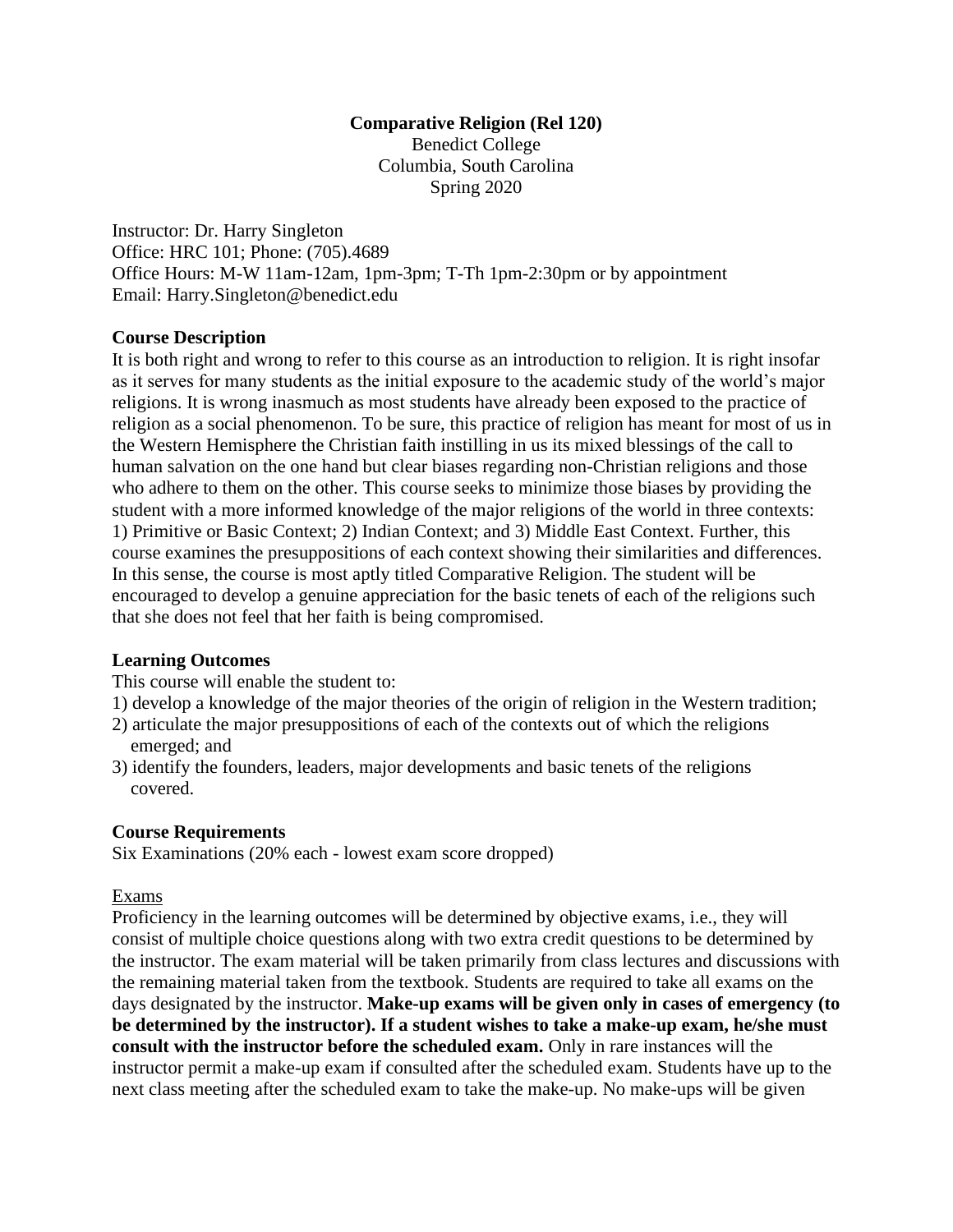**Comparative Religion (Rel 120)**
Benedict College
Columbia, South Carolina
Spring 2020

Instructor: Dr. Harry Singleton
Office: HRC 101; Phone: (705).4689
Office Hours: M-W 11am-12am, 1pm-3pm; T-Th 1pm-2:30pm or by appointment
Email: Harry.Singleton@benedict.edu

**Course Description**

It is both right and wrong to refer to this course as an introduction to religion. It is right insofar as it serves for many students as the initial exposure to the academic study of the world's major religions. It is wrong inasmuch as most students have already been exposed to the practice of religion as a social phenomenon. To be sure, this practice of religion has meant for most of us in the Western Hemisphere the Christian faith instilling in us its mixed blessings of the call to human salvation on the one hand but clear biases regarding non-Christian religions and those who adhere to them on the other. This course seeks to minimize those biases by providing the student with a more informed knowledge of the major religions of the world in three contexts: 1) Primitive or Basic Context; 2) Indian Context; and 3) Middle East Context. Further, this course examines the presuppositions of each context showing their similarities and differences. In this sense, the course is most aptly titled Comparative Religion. The student will be encouraged to develop a genuine appreciation for the basic tenets of each of the religions such that she does not feel that her faith is being compromised.

**Learning Outcomes**

This course will enable the student to:

1) develop a knowledge of the major theories of the origin of religion in the Western tradition;
2) articulate the major presuppositions of each of the contexts out of which the religions emerged; and
3) identify the founders, leaders, major developments and basic tenets of the religions covered.

**Course Requirements**

Six Examinations (20% each - lowest exam score dropped)

Exams

Proficiency in the learning outcomes will be determined by objective exams, i.e., they will consist of multiple choice questions along with two extra credit questions to be determined by the instructor. The exam material will be taken primarily from class lectures and discussions with the remaining material taken from the textbook. Students are required to take all exams on the days designated by the instructor. **Make-up exams will be given only in cases of emergency (to be determined by the instructor). If a student wishes to take a make-up exam, he/she must consult with the instructor before the scheduled exam.** Only in rare instances will the instructor permit a make-up exam if consulted after the scheduled exam. Students have up to the next class meeting after the scheduled exam to take the make-up. No make-ups will be given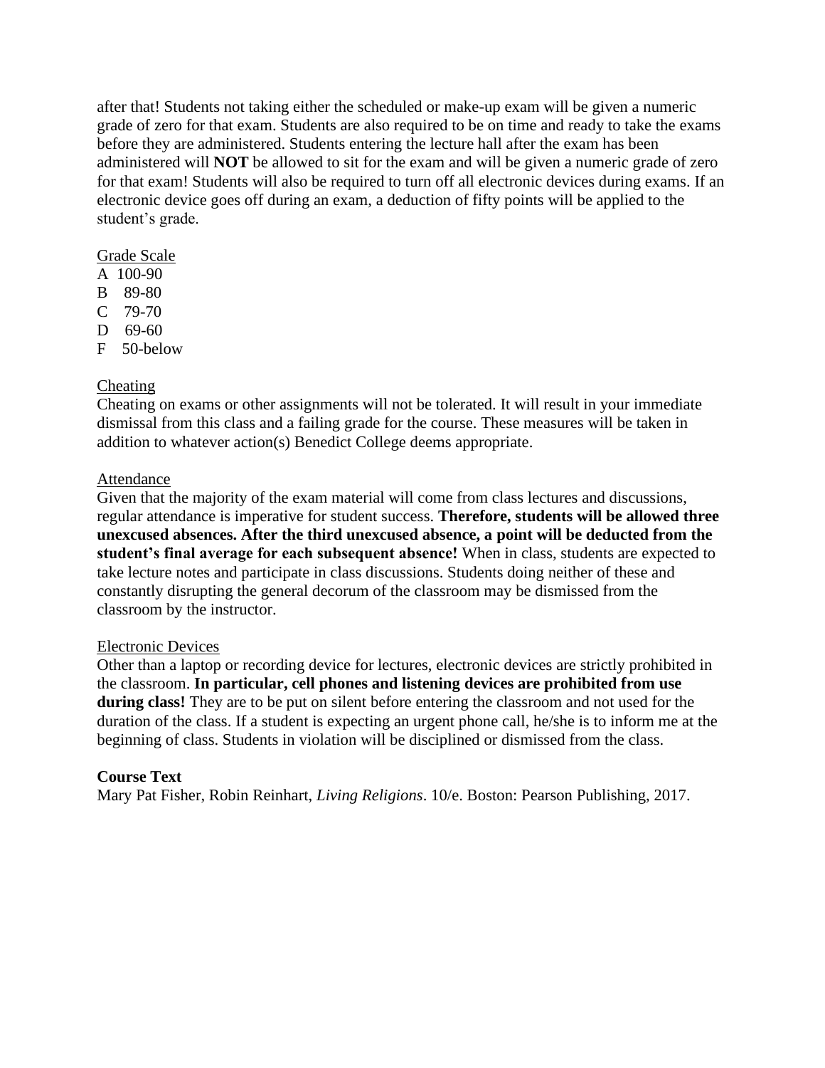after that! Students not taking either the scheduled or make-up exam will be given a numeric grade of zero for that exam. Students are also required to be on time and ready to take the exams before they are administered. Students entering the lecture hall after the exam has been administered will **NOT** be allowed to sit for the exam and will be given a numeric grade of zero for that exam! Students will also be required to turn off all electronic devices during exams. If an electronic device goes off during an exam, a deduction of fifty points will be applied to the student's grade.

Grade Scale

A 100-90
B 89-80
C 79-70
D 69-60
F 50-below

Cheating

Cheating on exams or other assignments will not be tolerated. It will result in your immediate dismissal from this class and a failing grade for the course. These measures will be taken in addition to whatever action(s) Benedict College deems appropriate.

Attendance

Given that the majority of the exam material will come from class lectures and discussions, regular attendance is imperative for student success. **Therefore, students will be allowed three unexcused absences. After the third unexcused absence, a point will be deducted from the student's final average for each subsequent absence!** When in class, students are expected to take lecture notes and participate in class discussions. Students doing neither of these and constantly disrupting the general decorum of the classroom may be dismissed from the classroom by the instructor.

Electronic Devices

Other than a laptop or recording device for lectures, electronic devices are strictly prohibited in the classroom. **In particular, cell phones and listening devices are prohibited from use during class!** They are to be put on silent before entering the classroom and not used for the duration of the class. If a student is expecting an urgent phone call, he/she is to inform me at the beginning of class. Students in violation will be disciplined or dismissed from the class.

**Course Text**

Mary Pat Fisher, Robin Reinhart, *Living Religions*. 10/e. Boston: Pearson Publishing, 2017.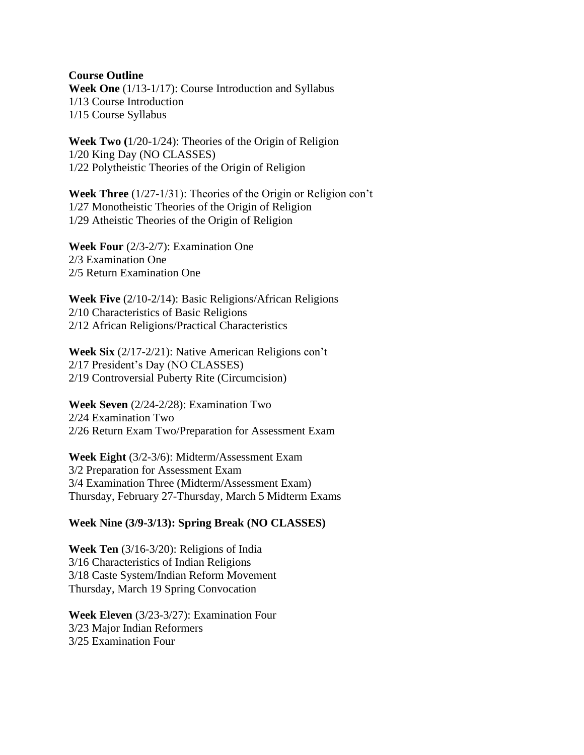**Course Outline**

**Week One** (1/13-1/17): Course Introduction and Syllabus
1/13 Course Introduction
1/15 Course Syllabus

**Week Two (**1/20-1/24): Theories of the Origin of Religion
1/20 King Day (NO CLASSES)
1/22 Polytheistic Theories of the Origin of Religion

**Week Three** (1/27-1/31): Theories of the Origin or Religion con't
1/27 Monotheistic Theories of the Origin of Religion
1/29 Atheistic Theories of the Origin of Religion

**Week Four** (2/3-2/7): Examination One
2/3 Examination One
2/5 Return Examination One

**Week Five** (2/10-2/14): Basic Religions/African Religions
2/10 Characteristics of Basic Religions
2/12 African Religions/Practical Characteristics

**Week Six** (2/17-2/21): Native American Religions con't
2/17 President's Day (NO CLASSES)
2/19 Controversial Puberty Rite (Circumcision)

**Week Seven** (2/24-2/28): Examination Two
2/24 Examination Two
2/26 Return Exam Two/Preparation for Assessment Exam

**Week Eight** (3/2-3/6): Midterm/Assessment Exam
3/2 Preparation for Assessment Exam
3/4 Examination Three (Midterm/Assessment Exam)
Thursday, February 27-Thursday, March 5 Midterm Exams

**Week Nine (3/9-3/13): Spring Break (NO CLASSES)**

**Week Ten** (3/16-3/20): Religions of India
3/16 Characteristics of Indian Religions
3/18 Caste System/Indian Reform Movement
Thursday, March 19 Spring Convocation

**Week Eleven** (3/23-3/27): Examination Four
3/23 Major Indian Reformers
3/25 Examination Four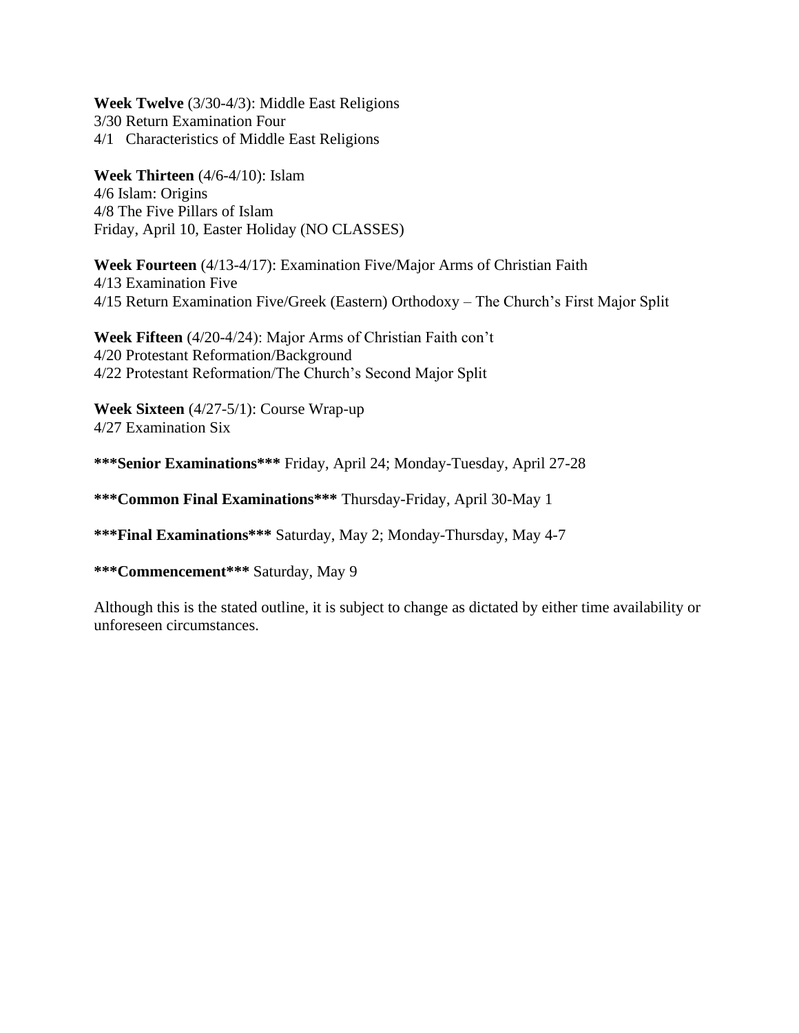**Week Twelve** (3/30-4/3): Middle East Religions
3/30 Return Examination Four
4/1 Characteristics of Middle East Religions

**Week Thirteen** (4/6-4/10): Islam
4/6 Islam: Origins
4/8 The Five Pillars of Islam
Friday, April 10, Easter Holiday (NO CLASSES)

**Week Fourteen** (4/13-4/17): Examination Five/Major Arms of Christian Faith
4/13 Examination Five
4/15 Return Examination Five/Greek (Eastern) Orthodoxy – The Church's First Major Split

**Week Fifteen** (4/20-4/24): Major Arms of Christian Faith con't
4/20 Protestant Reformation/Background
4/22 Protestant Reformation/The Church's Second Major Split

**Week Sixteen** (4/27-5/1): Course Wrap-up
4/27 Examination Six

**\*\*\*Senior Examinations\*\*\*** Friday, April 24; Monday-Tuesday, April 27-28

**\*\*\*Common Final Examinations\*\*\*** Thursday-Friday, April 30-May 1

**\*\*\*Final Examinations\*\*\*** Saturday, May 2; Monday-Thursday, May 4-7

**\*\*\*Commencement\*\*\*** Saturday, May 9

Although this is the stated outline, it is subject to change as dictated by either time availability or unforeseen circumstances.